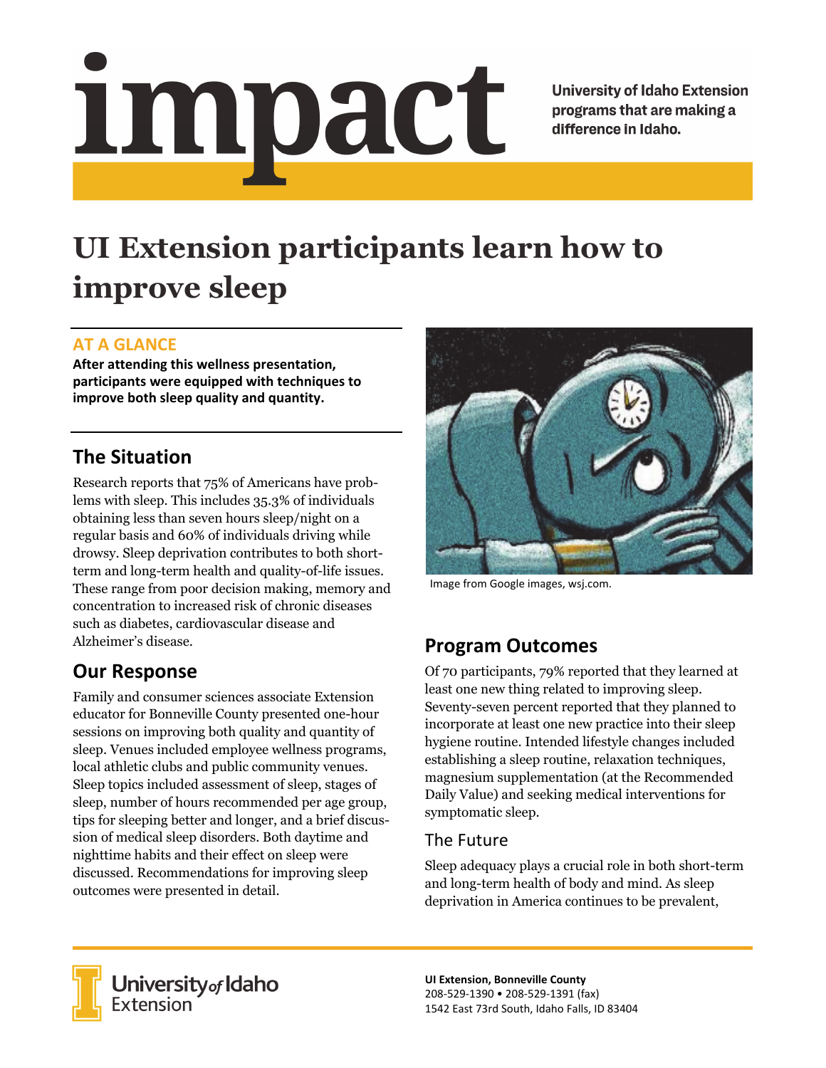# impact

**University of Idaho Extension programs that are making a difference in Idaho.**

# UI Extension participants learn how to improve sleep

## AT A GLANCE

**After attending this wellness presentation, participants were equipped with techniques to improve both sleep quality and quantity.**

## The Situation

Research reports that 75% of Americans have problems with sleep. This includes 35.3% of individuals obtaining less than seven hours sleep/night on a regular basis and 60% of individuals driving while drowsy. Sleep deprivation contributes to both short-term and long-term health and quality-of-life issues. These range from poor decision making, memory and concentration to increased risk of chronic diseases such as diabetes, cardiovascular disease and Alzheimer's disease.

## Our Response

Family and consumer sciences associate Extension educator for Bonneville County presented one-hour sessions on improving both quality and quantity of sleep. Venues included employee wellness programs, local athletic clubs and public community venues. Sleep topics included assessment of sleep, stages of sleep, number of hours recommended per age group, tips for sleeping better and longer, and a brief discussion of medical sleep disorders. Both daytime and nighttime habits and their effect on sleep were discussed. Recommendations for improving sleep outcomes were presented in detail.

Image from Google images, wsj.com.

## Program Outcomes

Of 70 participants, 79% reported that they learned at least one new thing related to improving sleep. Seventy-seven percent reported that they planned to incorporate at least one new practice into their sleep hygiene routine. Intended lifestyle changes included establishing a sleep routine, relaxation techniques, magnesium supplementation (at the Recommended Daily Value) and seeking medical interventions for symptomatic sleep.

### The Future

Sleep adequacy plays a crucial role in both short-term and long-term health of body and mind. As sleep deprivation in America continues to be prevalent,

University of Idaho Extension

**UI Extension, Bonneville County**
208-529-1390 • 208-529-1391 (fax)
1542 East 73rd South, Idaho Falls, ID 83404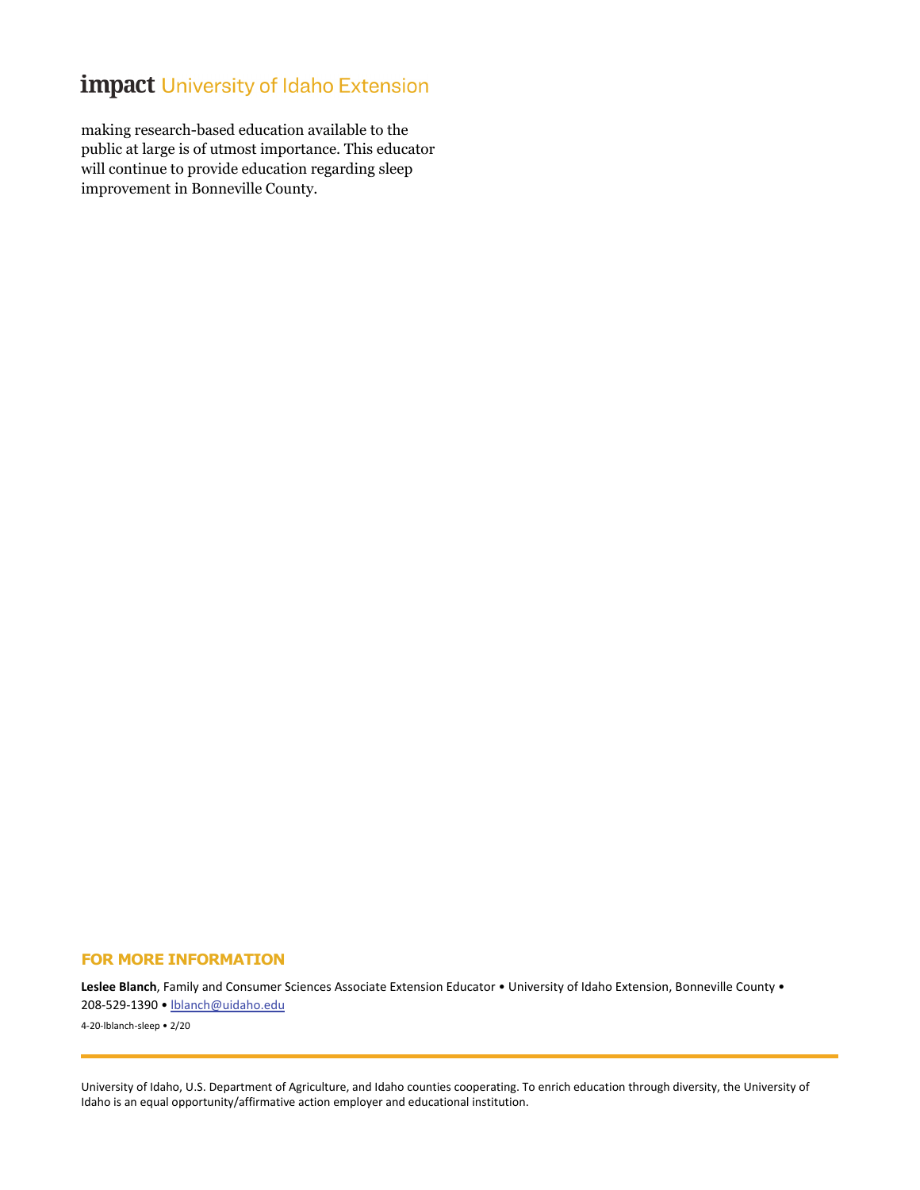making research-based education available to the public at large is of utmost importance. This educator will continue to provide education regarding sleep improvement in Bonneville County.

## FOR MORE INFORMATION

**Leslee Blanch**, Family and Consumer Sciences Associate Extension Educator • University of Idaho Extension, Bonneville County • 208-529-1390 • lblanch@uidaho.edu

4-20-lblanch-sleep • 2/20

University of Idaho, U.S. Department of Agriculture, and Idaho counties cooperating. To enrich education through diversity, the University of Idaho is an equal opportunity/affirmative action employer and educational institution.